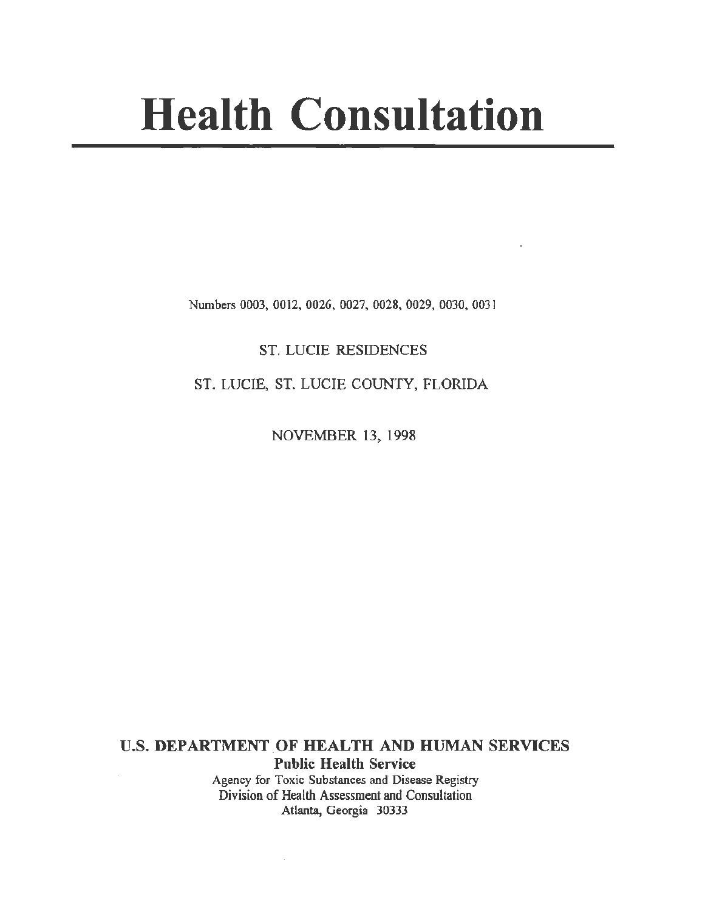# Health Consultation

Numbers 0003, 0012, 0026, 0027, 0028, 0029, 0030, 0031

ST. LUCIE RESIDENCES

ST. LUCIE, ST. LUCIE COUNTY, FLORIDA

NOVEMBER 13, 1998

**U.S. DEPARTMENT OF HEALTH AND HUMAN SERVICES**

**Public Health Service**

Agency for Toxic Substances and Disease Registry

Division of Health Assessment and Consultation

Atlanta, Georgia 30333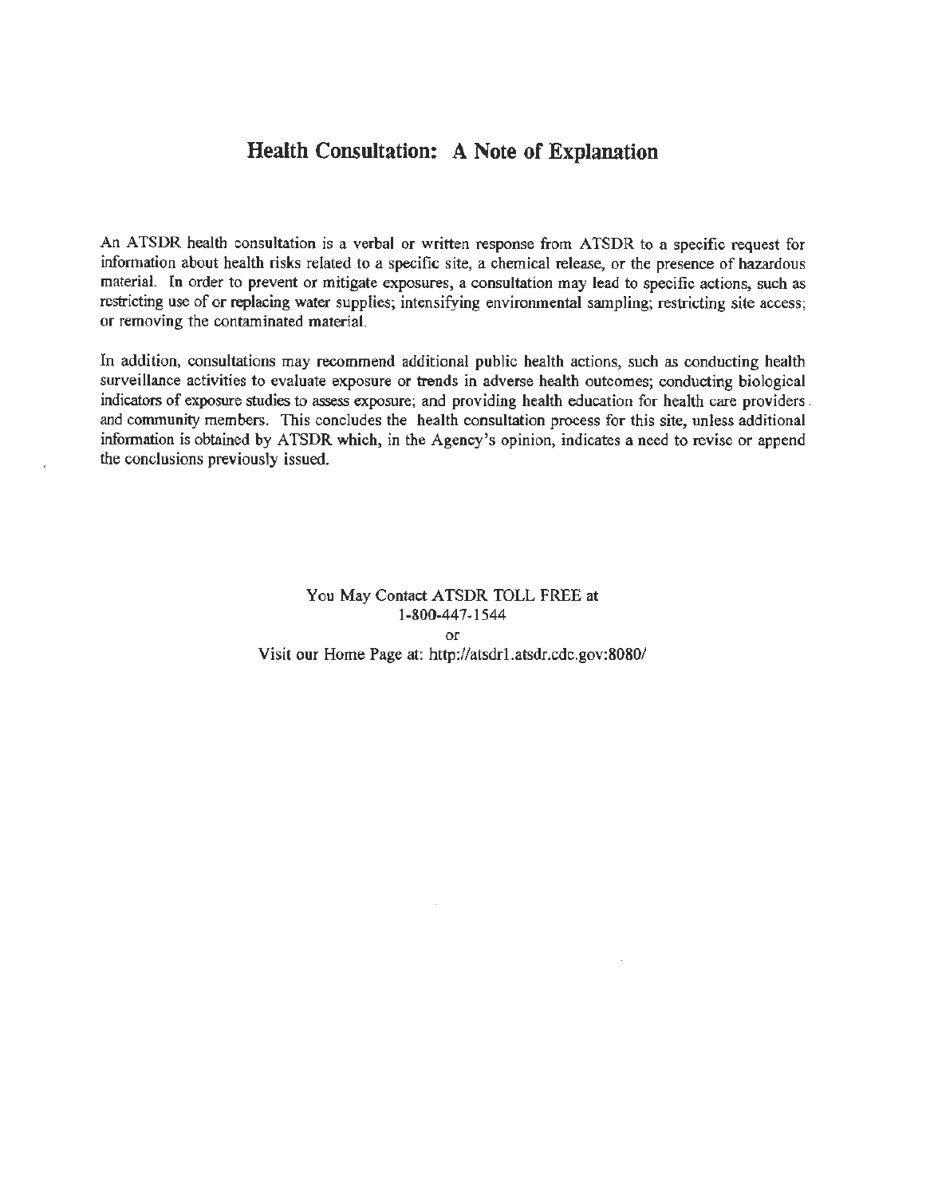# Health Consultation: A Note of Explanation

An ATSDR health consultation is a verbal or written response from ATSDR to a specific request for information about health risks related to a specific site, a chemical release, or the presence of hazardous material. In order to prevent or mitigate exposures, a consultation may lead to specific actions, such as restricting use of or replacing water supplies; intensifying environmental sampling; restricting site access; or removing the contaminated material.

In addition, consultations may recommend additional public health actions, such as conducting health surveillance activities to evaluate exposure or trends in adverse health outcomes; conducting biological indicators of exposure studies to assess exposure; and providing health education for health care providers and community members. This concludes the health consultation process for this site, unless additional information is obtained by ATSDR which, in the Agency's opinion, indicates a need to revise or append the conclusions previously issued.

You May Contact ATSDR TOLL FREE at
1-800-447-1544
or
Visit our Home Page at: http://atsdr1.atsdr.cdc.gov:8080/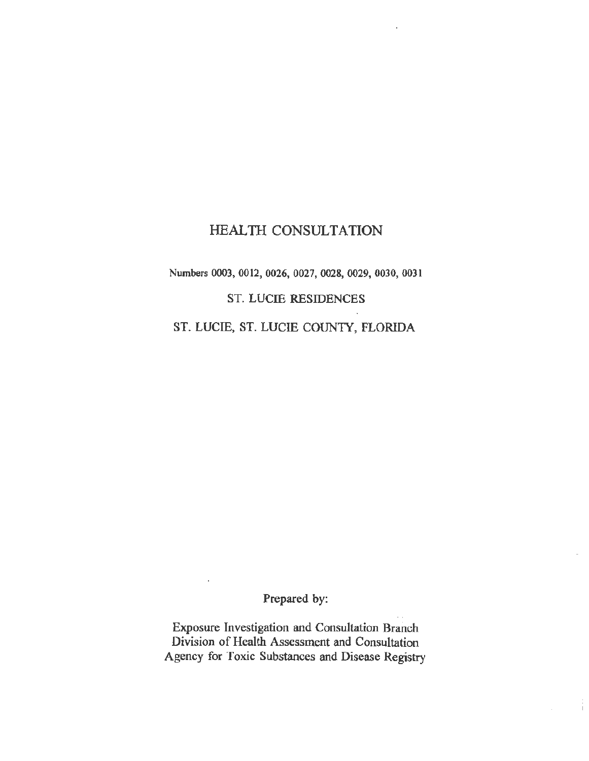# HEALTH CONSULTATION

Numbers 0003, 0012, 0026, 0027, 0028, 0029, 0030, 0031

ST. LUCIE RESIDENCES

ST. LUCIE, ST. LUCIE COUNTY, FLORIDA

Prepared by:

Exposure Investigation and Consultation Branch
Division of Health Assessment and Consultation
Agency for Toxic Substances and Disease Registry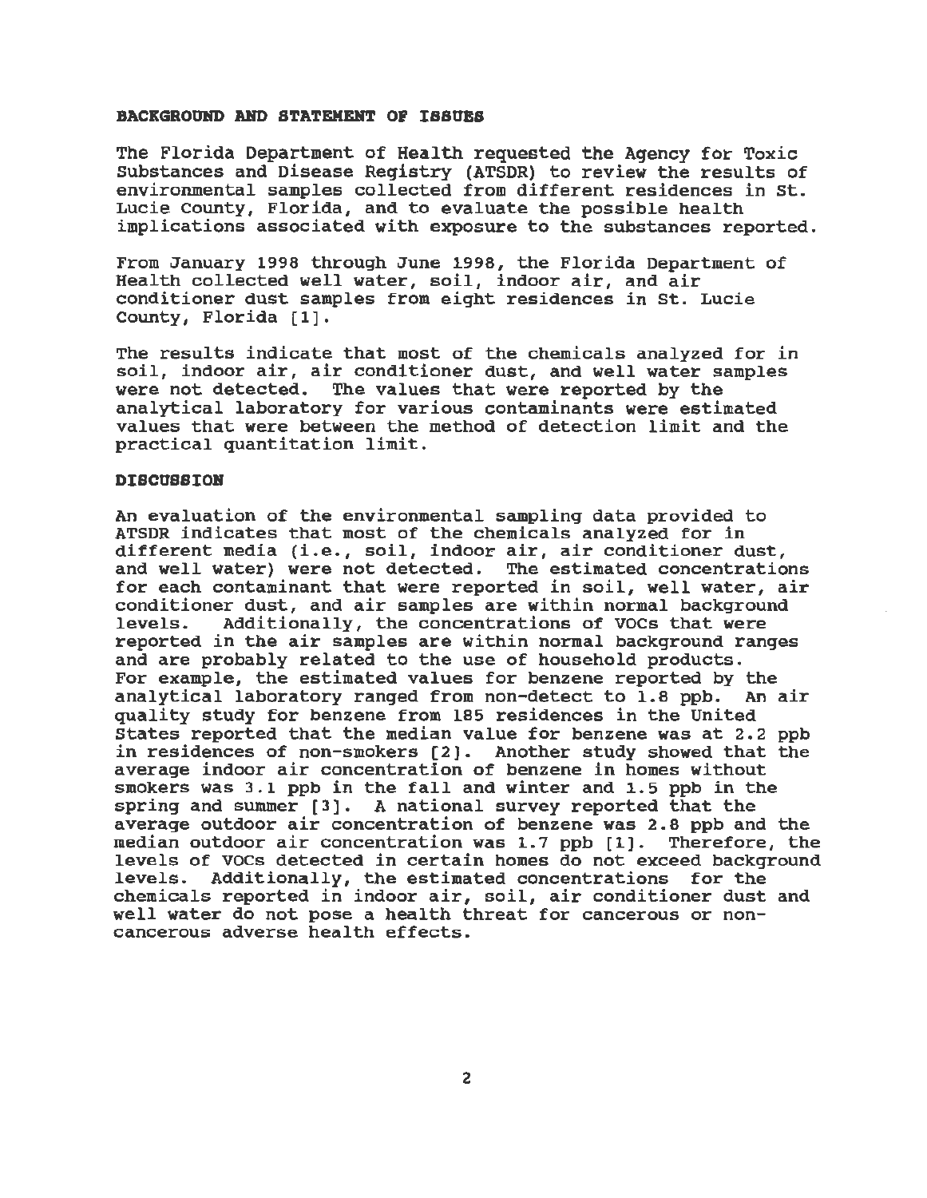## BACKGROUND AND STATEMENT OF ISSUES

The Florida Department of Health requested the Agency for Toxic Substances and Disease Registry (ATSDR) to review the results of environmental samples collected from different residences in St. Lucie County, Florida, and to evaluate the possible health implications associated with exposure to the substances reported.

From January 1998 through June 1998, the Florida Department of Health collected well water, soil, indoor air, and air conditioner dust samples from eight residences in St. Lucie County, Florida [1].

The results indicate that most of the chemicals analyzed for in soil, indoor air, air conditioner dust, and well water samples were not detected. The values that were reported by the analytical laboratory for various contaminants were estimated values that were between the method of detection limit and the practical quantitation limit.

## DISCUSSION

An evaluation of the environmental sampling data provided to ATSDR indicates that most of the chemicals analyzed for in different media (i.e., soil, indoor air, air conditioner dust, and well water) were not detected. The estimated concentrations for each contaminant that were reported in soil, well water, air conditioner dust, and air samples are within normal background levels. Additionally, the concentrations of VOCs that were reported in the air samples are within normal background ranges and are probably related to the use of household products. For example, the estimated values for benzene reported by the analytical laboratory ranged from non-detect to 1.8 ppb. An air quality study for benzene from 185 residences in the United States reported that the median value for benzene was at 2.2 ppb in residences of non-smokers [2]. Another study showed that the average indoor air concentration of benzene in homes without smokers was 3.1 ppb in the fall and winter and 1.5 ppb in the spring and summer [3]. A national survey reported that the average outdoor air concentration of benzene was 2.8 ppb and the median outdoor air concentration was 1.7 ppb [1]. Therefore, the levels of VOCs detected in certain homes do not exceed background levels. Additionally, the estimated concentrations for the chemicals reported in indoor air, soil, air conditioner dust and well water do not pose a health threat for cancerous or non-cancerous adverse health effects.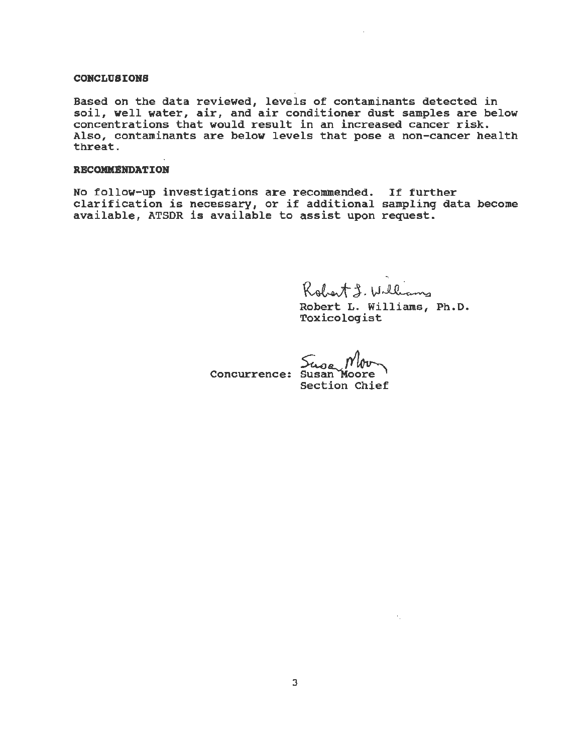**CONCLUSIONS**

Based on the data reviewed, levels of contaminants detected in soil, well water, air, and air conditioner dust samples are below concentrations that would result in an increased cancer risk. Also, contaminants are below levels that pose a non-cancer health threat.

**RECOMMENDATION**

No follow-up investigations are recommended. If further clarification is necessary, or if additional sampling data become available, ATSDR is available to assist upon request.

Robert L. Williams, Ph.D.
Toxicologist

Concurrence: Susan Moore
Section Chief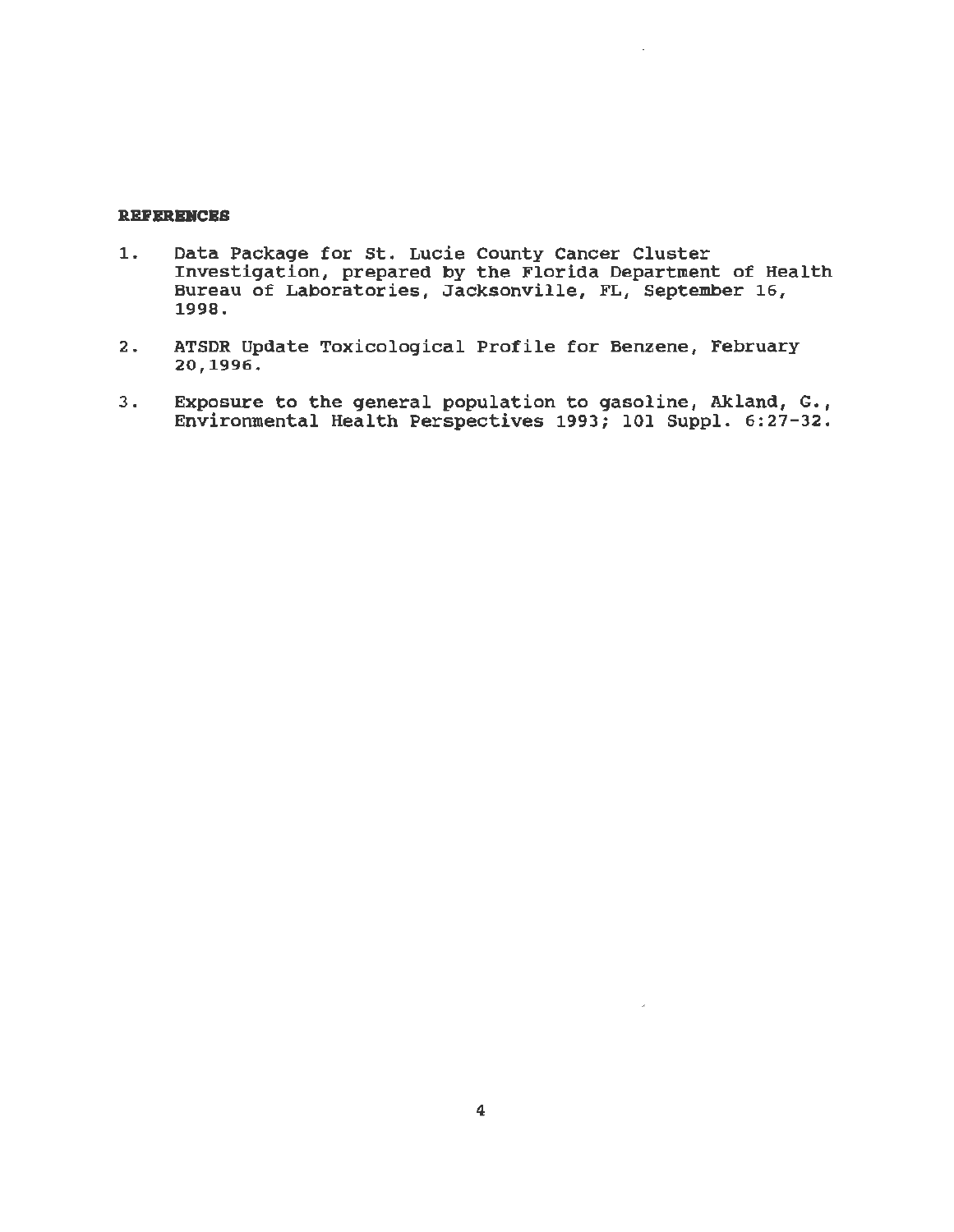**REFERENCES**

1. Data Package for St. Lucie County Cancer Cluster Investigation, prepared by the Florida Department of Health Bureau of Laboratories, Jacksonville, FL, September 16, 1998.

2. ATSDR Update Toxicological Profile for Benzene, February 20,1996.

3. Exposure to the general population to gasoline, Akland, G., Environmental Health Perspectives 1993; 101 Suppl. 6:27-32.